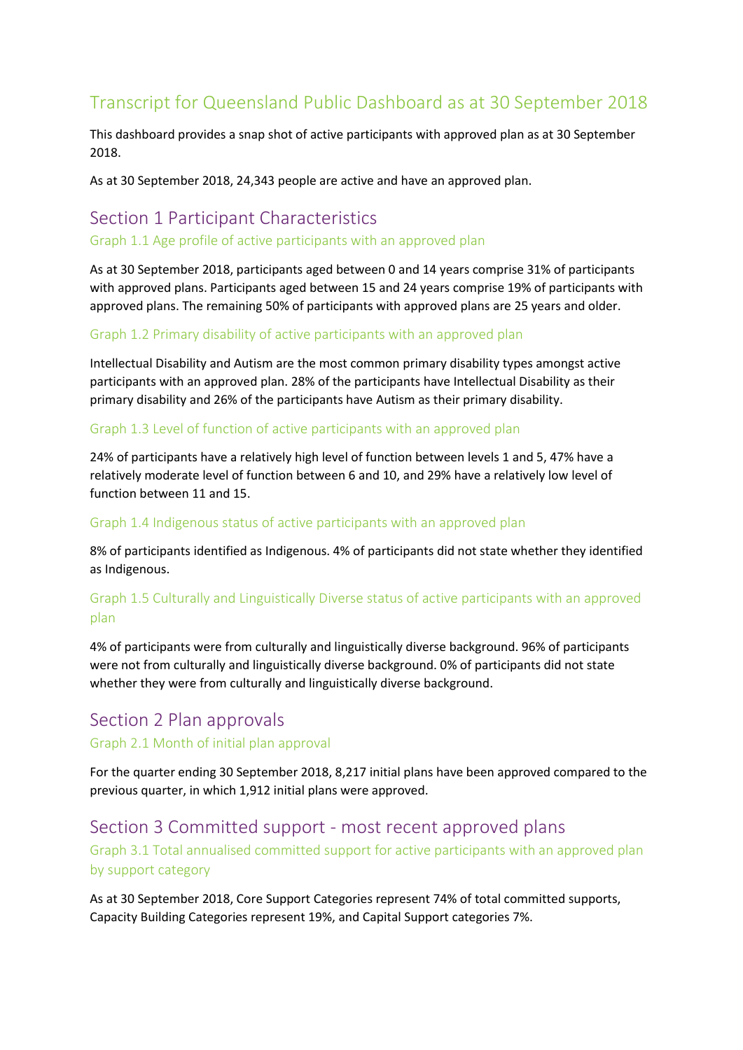# Transcript for Queensland Public Dashboard as at 30 September 2018

This dashboard provides a snap shot of active participants with approved plan as at 30 September 2018.

As at 30 September 2018, 24,343 people are active and have an approved plan.

## Section 1 Participant Characteristics

### Graph 1.1 Age profile of active participants with an approved plan

As at 30 September 2018, participants aged between 0 and 14 years comprise 31% of participants with approved plans. Participants aged between 15 and 24 years comprise 19% of participants with approved plans. The remaining 50% of participants with approved plans are 25 years and older.

### Graph 1.2 Primary disability of active participants with an approved plan

Intellectual Disability and Autism are the most common primary disability types amongst active participants with an approved plan. 28% of the participants have Intellectual Disability as their primary disability and 26% of the participants have Autism as their primary disability.

### Graph 1.3 Level of function of active participants with an approved plan

24% of participants have a relatively high level of function between levels 1 and 5, 47% have a relatively moderate level of function between 6 and 10, and 29% have a relatively low level of function between 11 and 15.

### Graph 1.4 Indigenous status of active participants with an approved plan

8% of participants identified as Indigenous. 4% of participants did not state whether they identified as Indigenous.

### Graph 1.5 Culturally and Linguistically Diverse status of active participants with an approved plan

4% of participants were from culturally and linguistically diverse background. 96% of participants were not from culturally and linguistically diverse background. 0% of participants did not state whether they were from culturally and linguistically diverse background.

## Section 2 Plan approvals

### Graph 2.1 Month of initial plan approval

For the quarter ending 30 September 2018, 8,217 initial plans have been approved compared to the previous quarter, in which 1,912 initial plans were approved.

## Section 3 Committed support - most recent approved plans

### Graph 3.1 Total annualised committed support for active participants with an approved plan by support category

As at 30 September 2018, Core Support Categories represent 74% of total committed supports, Capacity Building Categories represent 19%, and Capital Support categories 7%.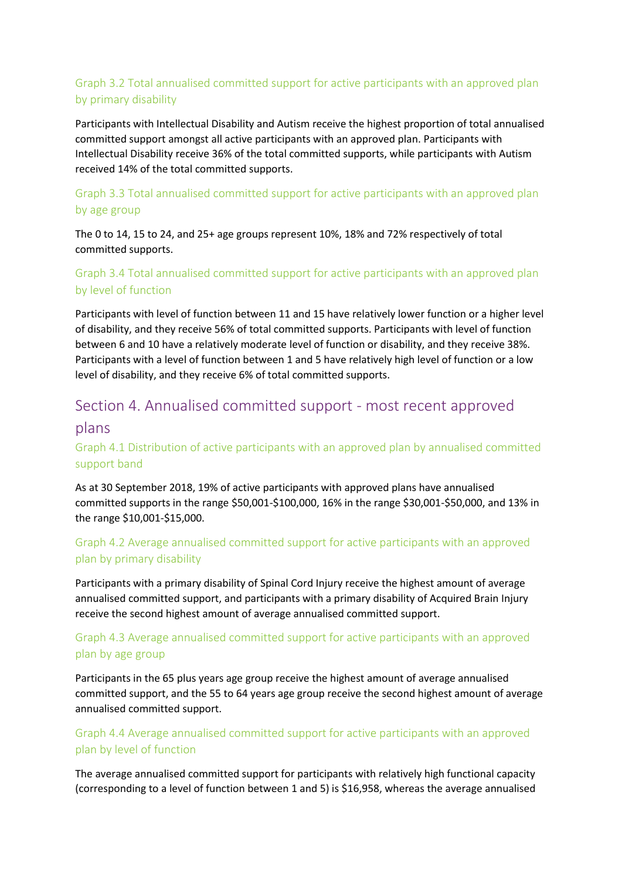### Graph 3.2 Total annualised committed support for active participants with an approved plan by primary disability

Participants with Intellectual Disability and Autism receive the highest proportion of total annualised committed support amongst all active participants with an approved plan. Participants with Intellectual Disability receive 36% of the total committed supports, while participants with Autism received 14% of the total committed supports.

### Graph 3.3 Total annualised committed support for active participants with an approved plan by age group

The 0 to 14, 15 to 24, and 25+ age groups represent 10%, 18% and 72% respectively of total committed supports.

### Graph 3.4 Total annualised committed support for active participants with an approved plan by level of function

Participants with level of function between 11 and 15 have relatively lower function or a higher level of disability, and they receive 56% of total committed supports. Participants with level of function between 6 and 10 have a relatively moderate level of function or disability, and they receive 38%. Participants with a level of function between 1 and 5 have relatively high level of function or a low level of disability, and they receive 6% of total committed supports.

## Section 4. Annualised committed support - most recent approved plans

### Graph 4.1 Distribution of active participants with an approved plan by annualised committed support band

As at 30 September 2018, 19% of active participants with approved plans have annualised committed supports in the range $50,001-$100,000, 16% in the range $30,001-$50,000, and 13% in the range $10,001-$15,000.

### Graph 4.2 Average annualised committed support for active participants with an approved plan by primary disability

Participants with a primary disability of Spinal Cord Injury receive the highest amount of average annualised committed support, and participants with a primary disability of Acquired Brain Injury receive the second highest amount of average annualised committed support.

### Graph 4.3 Average annualised committed support for active participants with an approved plan by age group

Participants in the 65 plus years age group receive the highest amount of average annualised committed support, and the 55 to 64 years age group receive the second highest amount of average annualised committed support.

### Graph 4.4 Average annualised committed support for active participants with an approved plan by level of function

The average annualised committed support for participants with relatively high functional capacity (corresponding to a level of function between 1 and 5) is $16,958, whereas the average annualised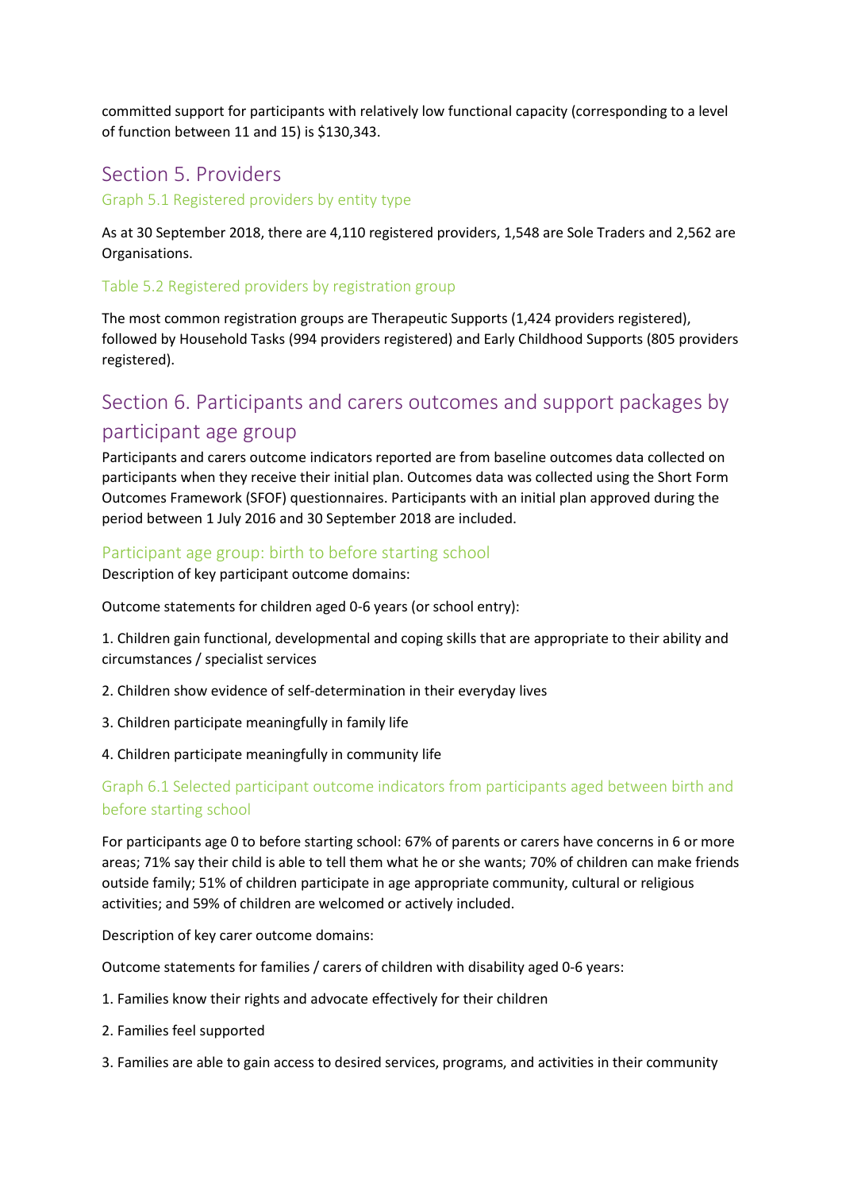committed support for participants with relatively low functional capacity (corresponding to a level of function between 11 and 15) is $130,343.

## Section 5. Providers

### Graph 5.1 Registered providers by entity type

As at 30 September 2018, there are 4,110 registered providers, 1,548 are Sole Traders and 2,562 are Organisations.

### Table 5.2 Registered providers by registration group

The most common registration groups are Therapeutic Supports (1,424 providers registered), followed by Household Tasks (994 providers registered) and Early Childhood Supports (805 providers registered).

## Section 6. Participants and carers outcomes and support packages by participant age group

Participants and carers outcome indicators reported are from baseline outcomes data collected on participants when they receive their initial plan. Outcomes data was collected using the Short Form Outcomes Framework (SFOF) questionnaires. Participants with an initial plan approved during the period between 1 July 2016 and 30 September 2018 are included.

### Participant age group: birth to before starting school

Description of key participant outcome domains:

Outcome statements for children aged 0-6 years (or school entry):

1. Children gain functional, developmental and coping skills that are appropriate to their ability and circumstances / specialist services
2. Children show evidence of self-determination in their everyday lives
3. Children participate meaningfully in family life
4. Children participate meaningfully in community life

### Graph 6.1 Selected participant outcome indicators from participants aged between birth and before starting school

For participants age 0 to before starting school: 67% of parents or carers have concerns in 6 or more areas; 71% say their child is able to tell them what he or she wants; 70% of children can make friends outside family; 51% of children participate in age appropriate community, cultural or religious activities; and 59% of children are welcomed or actively included.

Description of key carer outcome domains:

Outcome statements for families / carers of children with disability aged 0-6 years:

1. Families know their rights and advocate effectively for their children
2. Families feel supported
3. Families are able to gain access to desired services, programs, and activities in their community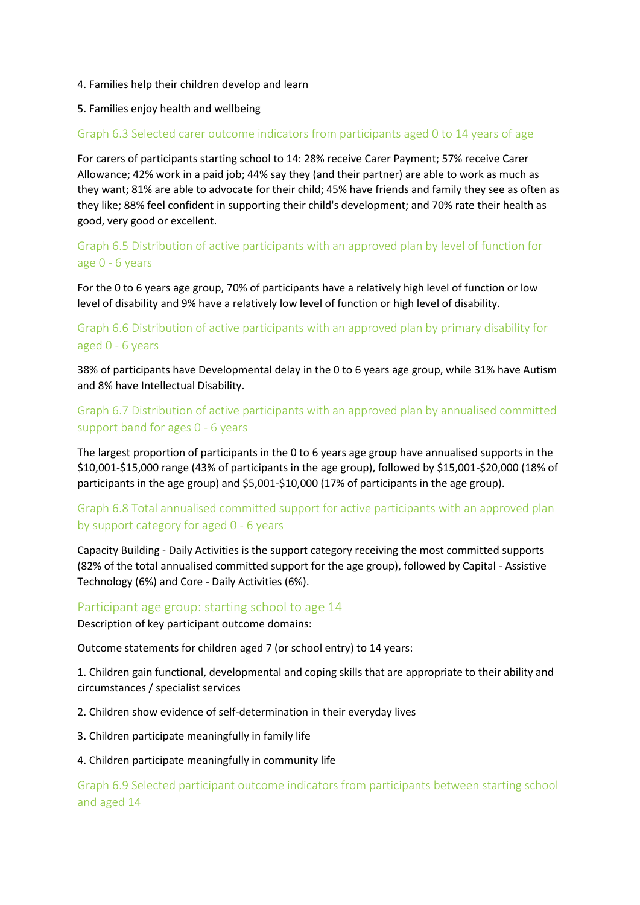4. Families help their children develop and learn

5. Families enjoy health and wellbeing

### Graph 6.3 Selected carer outcome indicators from participants aged 0 to 14 years of age

For carers of participants starting school to 14: 28% receive Carer Payment; 57% receive Carer Allowance; 42% work in a paid job; 44% say they (and their partner) are able to work as much as they want; 81% are able to advocate for their child; 45% have friends and family they see as often as they like; 88% feel confident in supporting their child's development; and 70% rate their health as good, very good or excellent.

### Graph 6.5 Distribution of active participants with an approved plan by level of function for age 0 - 6 years

For the 0 to 6 years age group, 70% of participants have a relatively high level of function or low level of disability and 9% have a relatively low level of function or high level of disability.

### Graph 6.6 Distribution of active participants with an approved plan by primary disability for aged 0 - 6 years

38% of participants have Developmental delay in the 0 to 6 years age group, while 31% have Autism and 8% have Intellectual Disability.

### Graph 6.7 Distribution of active participants with an approved plan by annualised committed support band for ages 0 - 6 years

The largest proportion of participants in the 0 to 6 years age group have annualised supports in the $10,001-$15,000 range (43% of participants in the age group), followed by $15,001-$20,000 (18% of participants in the age group) and $5,001-$10,000 (17% of participants in the age group).

### Graph 6.8 Total annualised committed support for active participants with an approved plan by support category for aged 0 - 6 years

Capacity Building - Daily Activities is the support category receiving the most committed supports (82% of the total annualised committed support for the age group), followed by Capital - Assistive Technology (6%) and Core - Daily Activities (6%).

## Participant age group: starting school to age 14

Description of key participant outcome domains:

Outcome statements for children aged 7 (or school entry) to 14 years:

1. Children gain functional, developmental and coping skills that are appropriate to their ability and circumstances / specialist services

2. Children show evidence of self-determination in their everyday lives

3. Children participate meaningfully in family life

4. Children participate meaningfully in community life

### Graph 6.9 Selected participant outcome indicators from participants between starting school and aged 14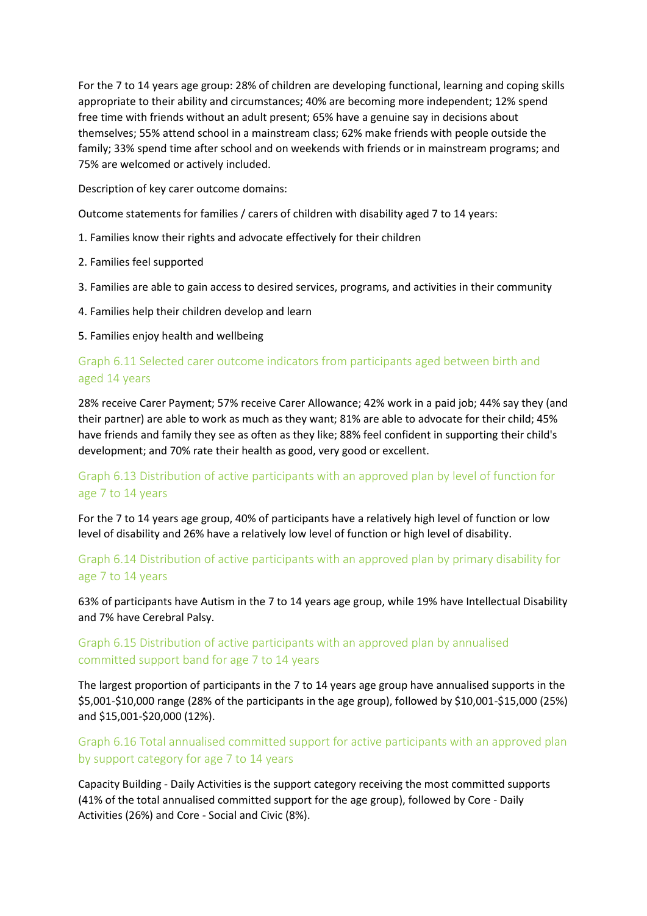For the 7 to 14 years age group: 28% of children are developing functional, learning and coping skills appropriate to their ability and circumstances; 40% are becoming more independent; 12% spend free time with friends without an adult present; 65% have a genuine say in decisions about themselves; 55% attend school in a mainstream class; 62% make friends with people outside the family; 33% spend time after school and on weekends with friends or in mainstream programs; and 75% are welcomed or actively included.

Description of key carer outcome domains:

Outcome statements for families / carers of children with disability aged 7 to 14 years:

1. Families know their rights and advocate effectively for their children
2. Families feel supported
3. Families are able to gain access to desired services, programs, and activities in their community
4. Families help their children develop and learn
5. Families enjoy health and wellbeing

### Graph 6.11 Selected carer outcome indicators from participants aged between birth and aged 14 years

28% receive Carer Payment; 57% receive Carer Allowance; 42% work in a paid job; 44% say they (and their partner) are able to work as much as they want; 81% are able to advocate for their child; 45% have friends and family they see as often as they like; 88% feel confident in supporting their child's development; and 70% rate their health as good, very good or excellent.

### Graph 6.13 Distribution of active participants with an approved plan by level of function for age 7 to 14 years

For the 7 to 14 years age group, 40% of participants have a relatively high level of function or low level of disability and 26% have a relatively low level of function or high level of disability.

### Graph 6.14 Distribution of active participants with an approved plan by primary disability for age 7 to 14 years

63% of participants have Autism in the 7 to 14 years age group, while 19% have Intellectual Disability and 7% have Cerebral Palsy.

### Graph 6.15 Distribution of active participants with an approved plan by annualised committed support band for age 7 to 14 years

The largest proportion of participants in the 7 to 14 years age group have annualised supports in the $5,001-$10,000 range (28% of the participants in the age group), followed by $10,001-$15,000 (25%) and $15,001-$20,000 (12%).

### Graph 6.16 Total annualised committed support for active participants with an approved plan by support category for age 7 to 14 years

Capacity Building - Daily Activities is the support category receiving the most committed supports (41% of the total annualised committed support for the age group), followed by Core - Daily Activities (26%) and Core - Social and Civic (8%).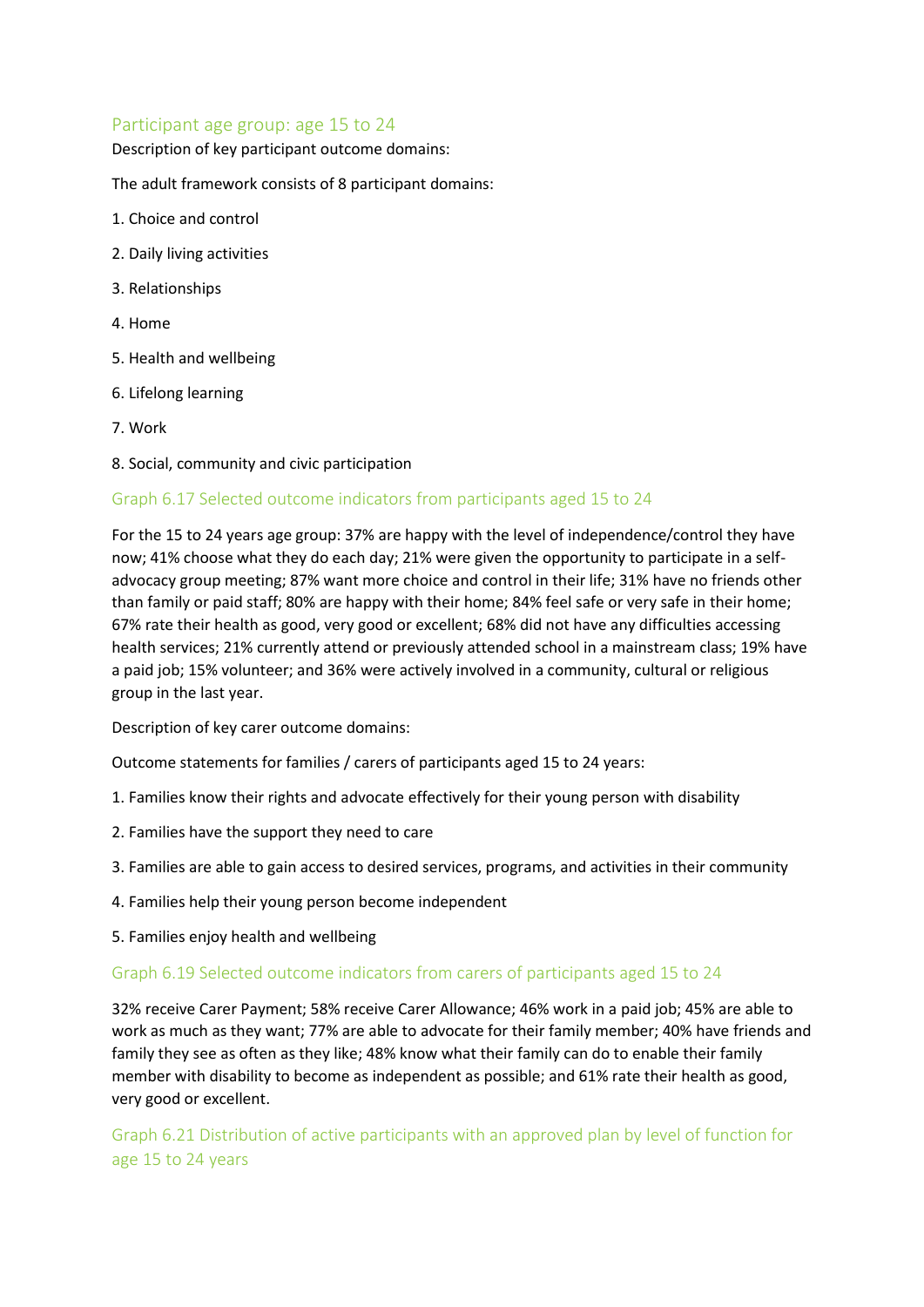## Participant age group: age 15 to 24

Description of key participant outcome domains:

The adult framework consists of 8 participant domains:

1. Choice and control
2. Daily living activities
3. Relationships
4. Home
5. Health and wellbeing
6. Lifelong learning
7. Work
8. Social, community and civic participation

### Graph 6.17 Selected outcome indicators from participants aged 15 to 24

For the 15 to 24 years age group: 37% are happy with the level of independence/control they have now; 41% choose what they do each day; 21% were given the opportunity to participate in a self-advocacy group meeting; 87% want more choice and control in their life; 31% have no friends other than family or paid staff; 80% are happy with their home; 84% feel safe or very safe in their home; 67% rate their health as good, very good or excellent; 68% did not have any difficulties accessing health services; 21% currently attend or previously attended school in a mainstream class; 19% have a paid job; 15% volunteer; and 36% were actively involved in a community, cultural or religious group in the last year.

Description of key carer outcome domains:

Outcome statements for families / carers of participants aged 15 to 24 years:

1. Families know their rights and advocate effectively for their young person with disability
2. Families have the support they need to care
3. Families are able to gain access to desired services, programs, and activities in their community
4. Families help their young person become independent
5. Families enjoy health and wellbeing

### Graph 6.19 Selected outcome indicators from carers of participants aged 15 to 24

32% receive Carer Payment; 58% receive Carer Allowance; 46% work in a paid job; 45% are able to work as much as they want; 77% are able to advocate for their family member; 40% have friends and family they see as often as they like; 48% know what their family can do to enable their family member with disability to become as independent as possible; and 61% rate their health as good, very good or excellent.

### Graph 6.21 Distribution of active participants with an approved plan by level of function for age 15 to 24 years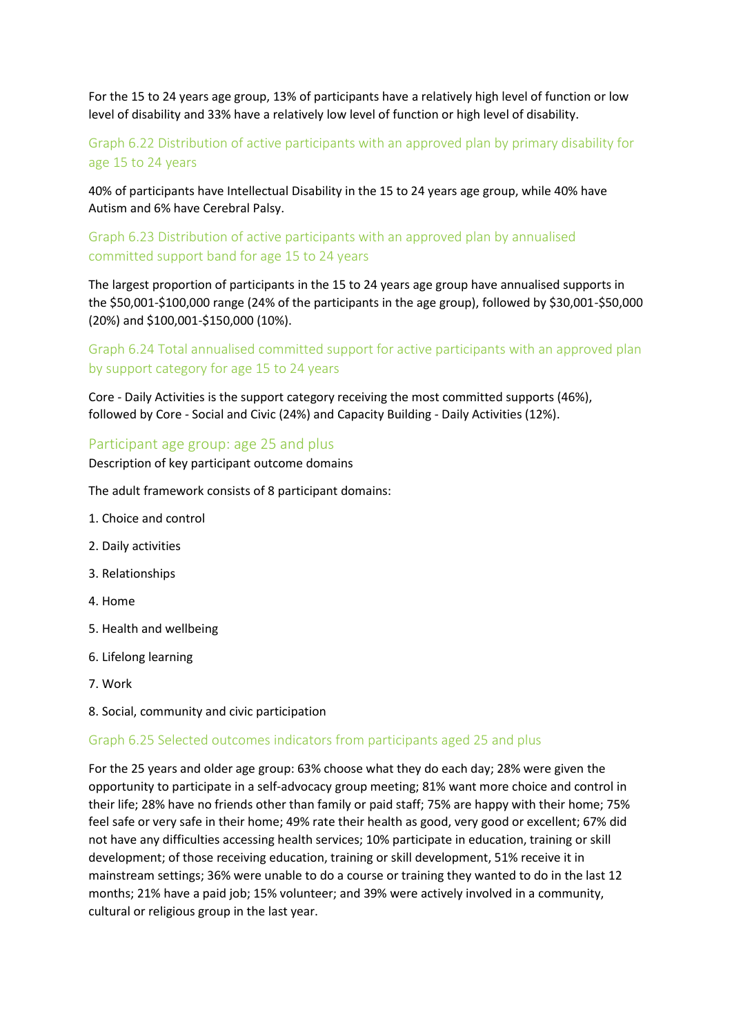For the 15 to 24 years age group, 13% of participants have a relatively high level of function or low level of disability and 33% have a relatively low level of function or high level of disability.

### Graph 6.22 Distribution of active participants with an approved plan by primary disability for age 15 to 24 years

40% of participants have Intellectual Disability in the 15 to 24 years age group, while 40% have Autism and 6% have Cerebral Palsy.

### Graph 6.23 Distribution of active participants with an approved plan by annualised committed support band for age 15 to 24 years

The largest proportion of participants in the 15 to 24 years age group have annualised supports in the $50,001-$100,000 range (24% of the participants in the age group), followed by $30,001-$50,000 (20%) and $100,001-$150,000 (10%).

### Graph 6.24 Total annualised committed support for active participants with an approved plan by support category for age 15 to 24 years

Core - Daily Activities is the support category receiving the most committed supports (46%), followed by Core - Social and Civic (24%) and Capacity Building - Daily Activities (12%).

## Participant age group: age 25 and plus

Description of key participant outcome domains

The adult framework consists of 8 participant domains:

1. Choice and control
2. Daily activities
3. Relationships
4. Home
5. Health and wellbeing
6. Lifelong learning
7. Work
8. Social, community and civic participation

### Graph 6.25 Selected outcomes indicators from participants aged 25 and plus

For the 25 years and older age group: 63% choose what they do each day; 28% were given the opportunity to participate in a self-advocacy group meeting; 81% want more choice and control in their life; 28% have no friends other than family or paid staff; 75% are happy with their home; 75% feel safe or very safe in their home; 49% rate their health as good, very good or excellent; 67% did not have any difficulties accessing health services; 10% participate in education, training or skill development; of those receiving education, training or skill development, 51% receive it in mainstream settings; 36% were unable to do a course or training they wanted to do in the last 12 months; 21% have a paid job; 15% volunteer; and 39% were actively involved in a community, cultural or religious group in the last year.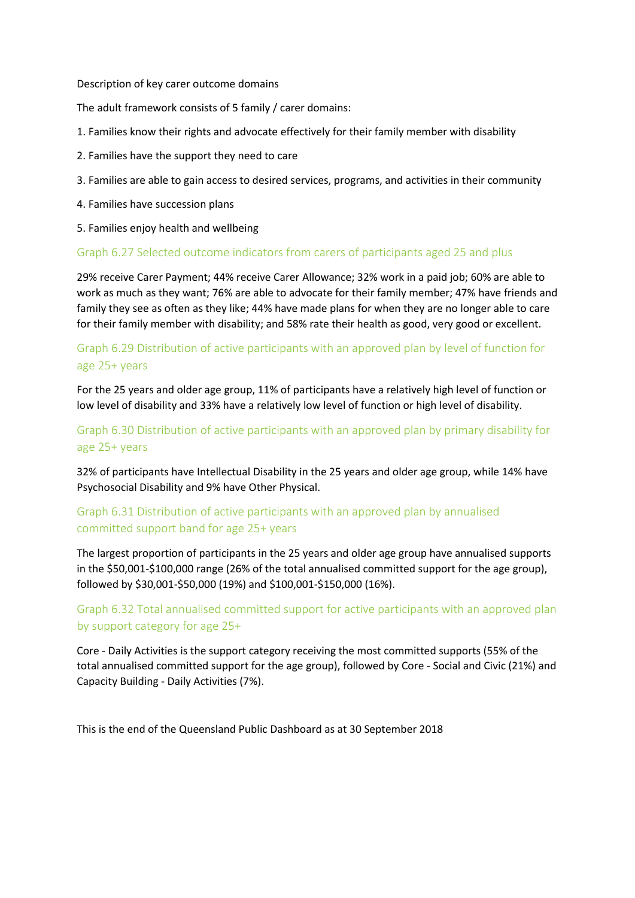Description of key carer outcome domains

The adult framework consists of 5 family / carer domains:

1. Families know their rights and advocate effectively for their family member with disability
2. Families have the support they need to care
3. Families are able to gain access to desired services, programs, and activities in their community
4. Families have succession plans
5. Families enjoy health and wellbeing

## Graph 6.27 Selected outcome indicators from carers of participants aged 25 and plus

29% receive Carer Payment; 44% receive Carer Allowance; 32% work in a paid job; 60% are able to work as much as they want; 76% are able to advocate for their family member; 47% have friends and family they see as often as they like; 44% have made plans for when they are no longer able to care for their family member with disability; and 58% rate their health as good, very good or excellent.

## Graph 6.29 Distribution of active participants with an approved plan by level of function for age 25+ years

For the 25 years and older age group, 11% of participants have a relatively high level of function or low level of disability and 33% have a relatively low level of function or high level of disability.

## Graph 6.30 Distribution of active participants with an approved plan by primary disability for age 25+ years

32% of participants have Intellectual Disability in the 25 years and older age group, while 14% have Psychosocial Disability and 9% have Other Physical.

## Graph 6.31 Distribution of active participants with an approved plan by annualised committed support band for age 25+ years

The largest proportion of participants in the 25 years and older age group have annualised supports in the $50,001-$100,000 range (26% of the total annualised committed support for the age group), followed by $30,001-$50,000 (19%) and $100,001-$150,000 (16%).

## Graph 6.32 Total annualised committed support for active participants with an approved plan by support category for age 25+

Core - Daily Activities is the support category receiving the most committed supports (55% of the total annualised committed support for the age group), followed by Core - Social and Civic (21%) and Capacity Building - Daily Activities (7%).

This is the end of the Queensland Public Dashboard as at 30 September 2018